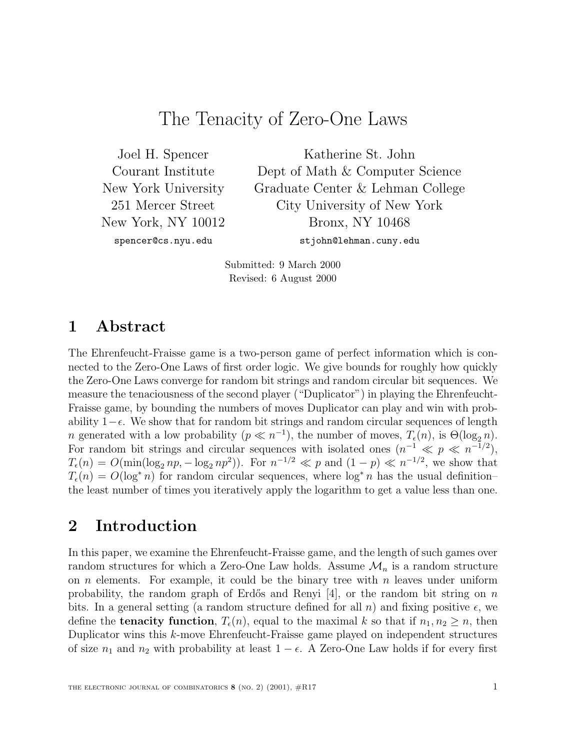# The Tenacity of Zero-One Laws

Joel H. Spencer
Courant Institute
New York University
251 Mercer Street
New York, NY 10012
spencer@cs.nyu.edu

Katherine St. John
Dept of Math & Computer Science
Graduate Center & Lehman College
City University of New York
Bronx, NY 10468
stjohn@lehman.cuny.edu

Submitted: 9 March 2000
Revised: 6 August 2000

## 1 Abstract

The Ehrenfeucht-Fraisse game is a two-person game of perfect information which is connected to the Zero-One Laws of first order logic. We give bounds for roughly how quickly the Zero-One Laws converge for random bit strings and random circular bit sequences. We measure the tenaciousness of the second player ("Duplicator") in playing the Ehrenfeucht-Fraisse game, by bounding the numbers of moves Duplicator can play and win with probability $1-\epsilon$. We show that for random bit strings and random circular sequences of length $n$ generated with a low probability ($p \ll n^{-1}$), the number of moves, $T_\epsilon(n)$, is $\Theta(\log_2 n)$. For random bit strings and circular sequences with isolated ones ($n^{-1} \ll p \ll n^{-1/2}$), $T_\epsilon(n) = O(\min(\log_2 np, -\log_2 np^2))$. For $n^{-1/2} \ll p$ and $(1-p) \ll n^{-1/2}$, we show that $T_\epsilon(n) = O(\log^* n)$ for random circular sequences, where $\log^* n$ has the usual definition– the least number of times you iteratively apply the logarithm to get a value less than one.

## 2 Introduction

In this paper, we examine the Ehrenfeucht-Fraisse game, and the length of such games over random structures for which a Zero-One Law holds. Assume $\mathcal{M}_n$ is a random structure on $n$ elements. For example, it could be the binary tree with $n$ leaves under uniform probability, the random graph of Erdős and Renyi [4], or the random bit string on $n$ bits. In a general setting (a random structure defined for all $n$) and fixing positive $\epsilon$, we define the **tenacity function**, $T_\epsilon(n)$, equal to the maximal $k$ so that if $n_1, n_2 \geq n$, then Duplicator wins this $k$-move Ehrenfeucht-Fraisse game played on independent structures of size $n_1$ and $n_2$ with probability at least $1-\epsilon$. A Zero-One Law holds if for every first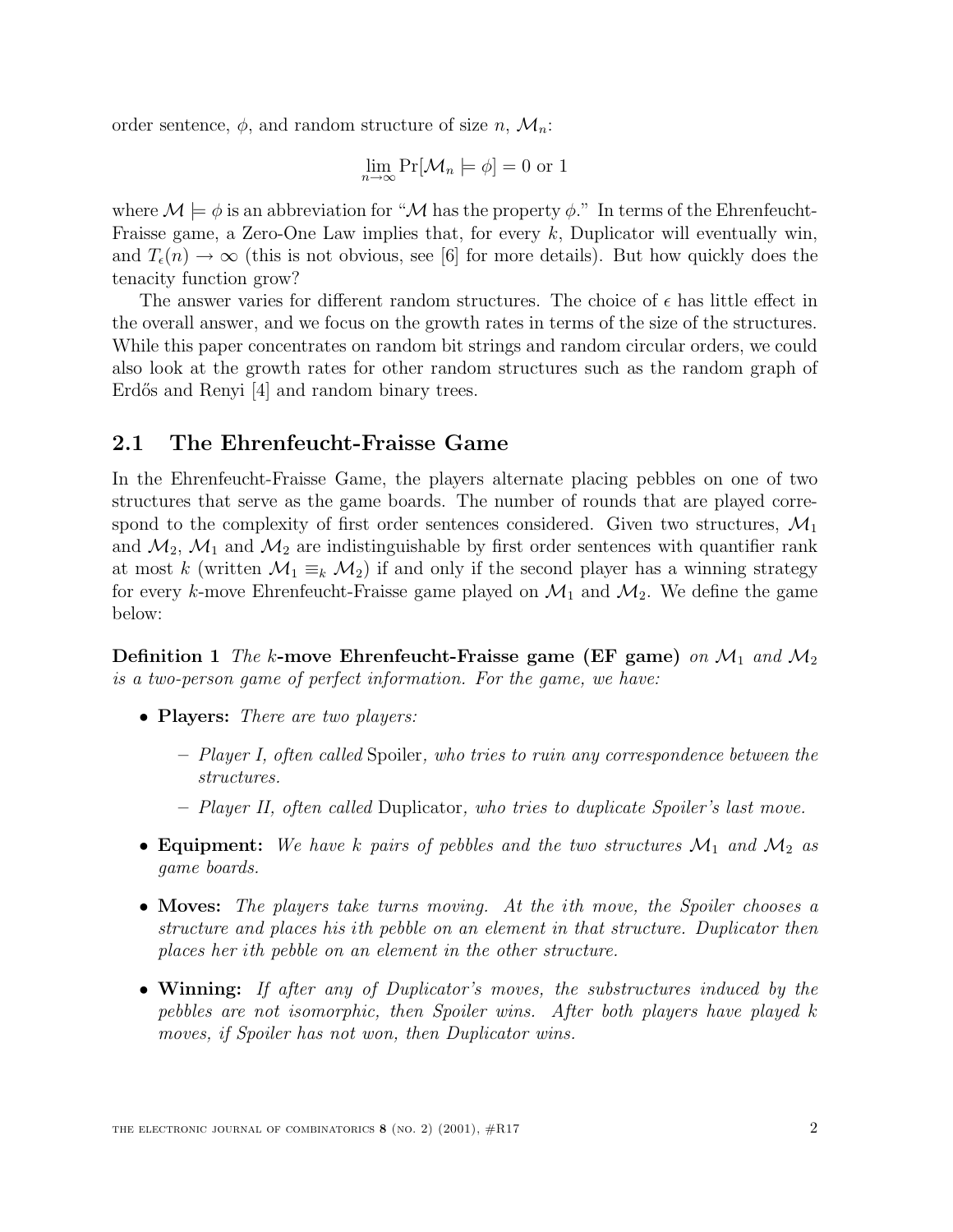order sentence, $\phi$, and random structure of size $n$, $\mathcal{M}_n$:

$$\lim_{n\to\infty} \Pr[\mathcal{M}_n \models \phi] = 0 \text{ or } 1$$

where $\mathcal{M} \models \phi$ is an abbreviation for "$\mathcal{M}$ has the property $\phi$." In terms of the Ehrenfeucht-Fraisse game, a Zero-One Law implies that, for every $k$, Duplicator will eventually win, and $T_\epsilon(n) \to \infty$ (this is not obvious, see [6] for more details). But how quickly does the tenacity function grow?

The answer varies for different random structures. The choice of $\epsilon$ has little effect in the overall answer, and we focus on the growth rates in terms of the size of the structures. While this paper concentrates on random bit strings and random circular orders, we could also look at the growth rates for other random structures such as the random graph of Erdős and Renyi [4] and random binary trees.

## 2.1 The Ehrenfeucht-Fraisse Game

In the Ehrenfeucht-Fraisse Game, the players alternate placing pebbles on one of two structures that serve as the game boards. The number of rounds that are played correspond to the complexity of first order sentences considered. Given two structures, $\mathcal{M}_1$ and $\mathcal{M}_2$, $\mathcal{M}_1$ and $\mathcal{M}_2$ are indistinguishable by first order sentences with quantifier rank at most $k$ (written $\mathcal{M}_1 \equiv_k \mathcal{M}_2$) if and only if the second player has a winning strategy for every $k$-move Ehrenfeucht-Fraisse game played on $\mathcal{M}_1$ and $\mathcal{M}_2$. We define the game below:

**Definition 1** *The* $k$**-move Ehrenfeucht-Fraisse game (EF game)** *on* $\mathcal{M}_1$ *and* $\mathcal{M}_2$ *is a two-person game of perfect information. For the game, we have:*

- **Players:** *There are two players:*
  - *Player I, often called* Spoiler*, who tries to ruin any correspondence between the structures.*
  - *Player II, often called* Duplicator*, who tries to duplicate Spoiler's last move.*
- **Equipment:** *We have $k$ pairs of pebbles and the two structures $\mathcal{M}_1$ and $\mathcal{M}_2$ as game boards.*
- **Moves:** *The players take turns moving. At the $i$th move, the Spoiler chooses a structure and places his $i$th pebble on an element in that structure. Duplicator then places her $i$th pebble on an element in the other structure.*
- **Winning:** *If after any of Duplicator's moves, the substructures induced by the pebbles are not isomorphic, then Spoiler wins. After both players have played $k$ moves, if Spoiler has not won, then Duplicator wins.*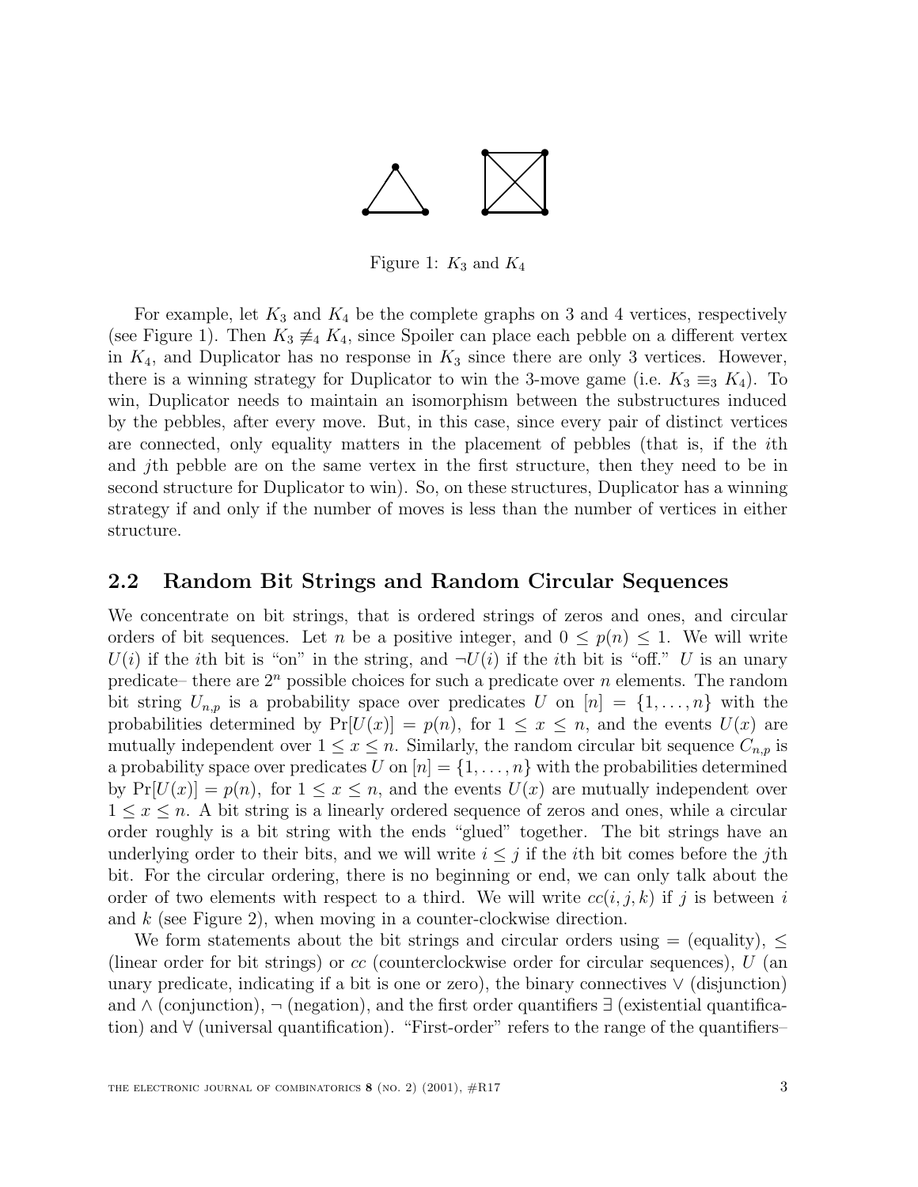Figure 1: $K_3$ and $K_4$

For example, let $K_3$ and $K_4$ be the complete graphs on 3 and 4 vertices, respectively (see Figure 1). Then $K_3 \not\equiv_4 K_4$, since Spoiler can place each pebble on a different vertex in $K_4$, and Duplicator has no response in $K_3$ since there are only 3 vertices. However, there is a winning strategy for Duplicator to win the 3-move game (i.e. $K_3 \equiv_3 K_4$). To win, Duplicator needs to maintain an isomorphism between the substructures induced by the pebbles, after every move. But, in this case, since every pair of distinct vertices are connected, only equality matters in the placement of pebbles (that is, if the $i$th and $j$th pebble are on the same vertex in the first structure, then they need to be in second structure for Duplicator to win). So, on these structures, Duplicator has a winning strategy if and only if the number of moves is less than the number of vertices in either structure.

## 2.2 Random Bit Strings and Random Circular Sequences

We concentrate on bit strings, that is ordered strings of zeros and ones, and circular orders of bit sequences. Let $n$ be a positive integer, and $0 \leq p(n) \leq 1$. We will write $U(i)$ if the $i$th bit is "on" in the string, and $\neg U(i)$ if the $i$th bit is "off." $U$ is an unary predicate– there are $2^n$ possible choices for such a predicate over $n$ elements. The random bit string $U_{n,p}$ is a probability space over predicates $U$ on $[n] = \{1, \ldots, n\}$ with the probabilities determined by $\Pr[U(x)] = p(n)$, for $1 \leq x \leq n$, and the events $U(x)$ are mutually independent over $1 \leq x \leq n$. Similarly, the random circular bit sequence $C_{n,p}$ is a probability space over predicates $U$ on $[n] = \{1, \ldots, n\}$ with the probabilities determined by $\Pr[U(x)] = p(n)$, for $1 \leq x \leq n$, and the events $U(x)$ are mutually independent over $1 \leq x \leq n$. A bit string is a linearly ordered sequence of zeros and ones, while a circular order roughly is a bit string with the ends "glued" together. The bit strings have an underlying order to their bits, and we will write $i \leq j$ if the $i$th bit comes before the $j$th bit. For the circular ordering, there is no beginning or end, we can only talk about the order of two elements with respect to a third. We will write $cc(i, j, k)$ if $j$ is between $i$ and $k$ (see Figure 2), when moving in a counter-clockwise direction.

We form statements about the bit strings and circular orders using $=$ (equality), $\leq$ (linear order for bit strings) or $cc$ (counterclockwise order for circular sequences), $U$ (an unary predicate, indicating if a bit is one or zero), the binary connectives $\vee$ (disjunction) and $\wedge$ (conjunction), $\neg$ (negation), and the first order quantifiers $\exists$ (existential quantification) and $\forall$ (universal quantification). "First-order" refers to the range of the quantifiers–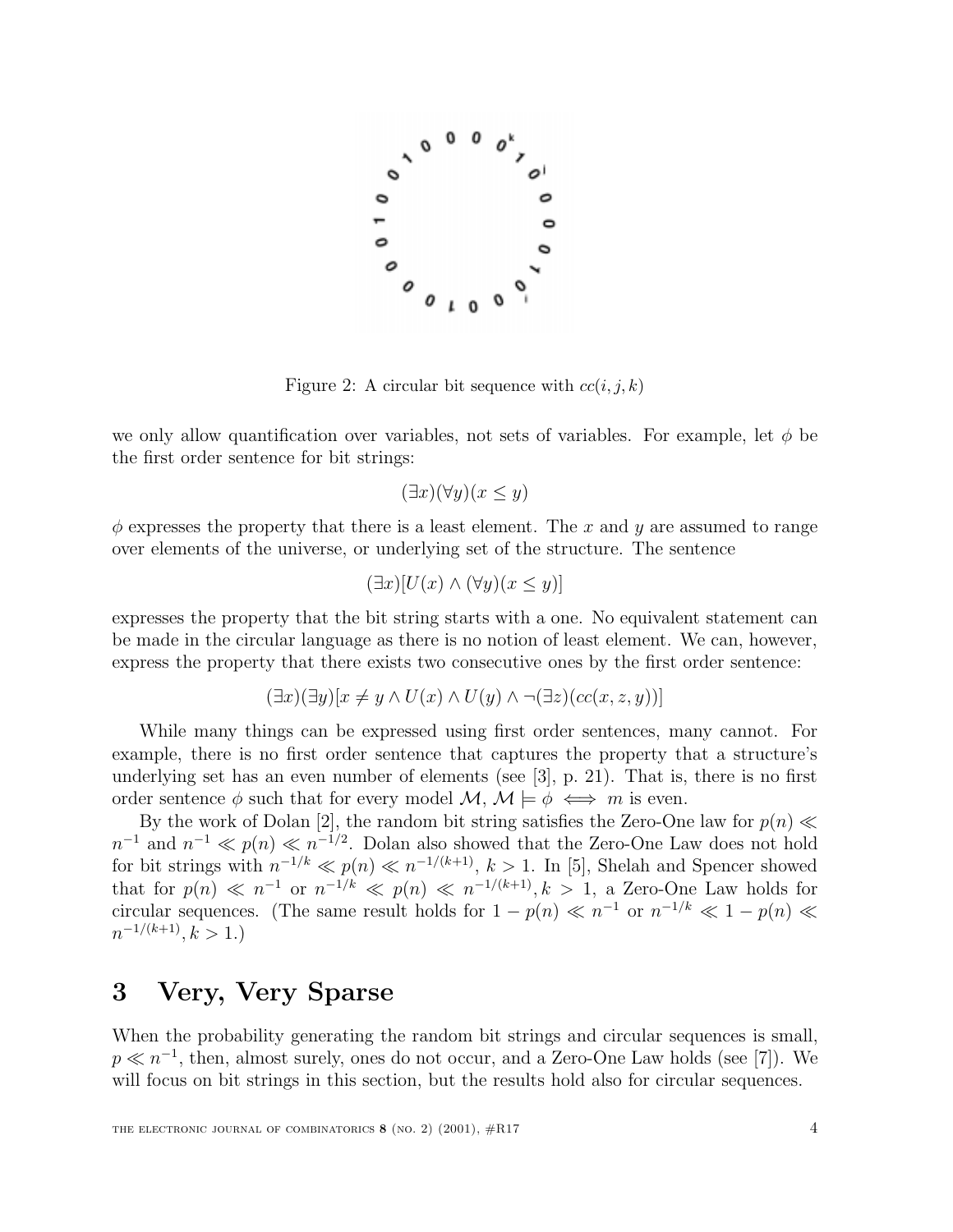Figure 2: A circular bit sequence with $cc(i, j, k)$

we only allow quantification over variables, not sets of variables. For example, let $\phi$ be the first order sentence for bit strings:

$$(\exists x)(\forall y)(x \leq y)$$

$\phi$ expresses the property that there is a least element. The $x$ and $y$ are assumed to range over elements of the universe, or underlying set of the structure. The sentence

$$(\exists x)[U(x) \wedge (\forall y)(x \leq y)]$$

expresses the property that the bit string starts with a one. No equivalent statement can be made in the circular language as there is no notion of least element. We can, however, express the property that there exists two consecutive ones by the first order sentence:

$$(\exists x)(\exists y)[x \neq y \wedge U(x) \wedge U(y) \wedge \neg(\exists z)(cc(x, z, y))]$$

While many things can be expressed using first order sentences, many cannot. For example, there is no first order sentence that captures the property that a structure's underlying set has an even number of elements (see [3], p. 21). That is, there is no first order sentence $\phi$ such that for every model $\mathcal{M}$, $\mathcal{M} \models \phi \iff m$ is even.

By the work of Dolan [2], the random bit string satisfies the Zero-One law for $p(n) \ll n^{-1}$ and $n^{-1} \ll p(n) \ll n^{-1/2}$. Dolan also showed that the Zero-One Law does not hold for bit strings with $n^{-1/k} \ll p(n) \ll n^{-1/(k+1)}$, $k > 1$. In [5], Shelah and Spencer showed that for $p(n) \ll n^{-1}$ or $n^{-1/k} \ll p(n) \ll n^{-1/(k+1)}, k > 1$, a Zero-One Law holds for circular sequences. (The same result holds for $1 - p(n) \ll n^{-1}$ or $n^{-1/k} \ll 1 - p(n) \ll n^{-1/(k+1)}, k > 1$.)

# 3 Very, Very Sparse

When the probability generating the random bit strings and circular sequences is small, $p \ll n^{-1}$, then, almost surely, ones do not occur, and a Zero-One Law holds (see [7]). We will focus on bit strings in this section, but the results hold also for circular sequences.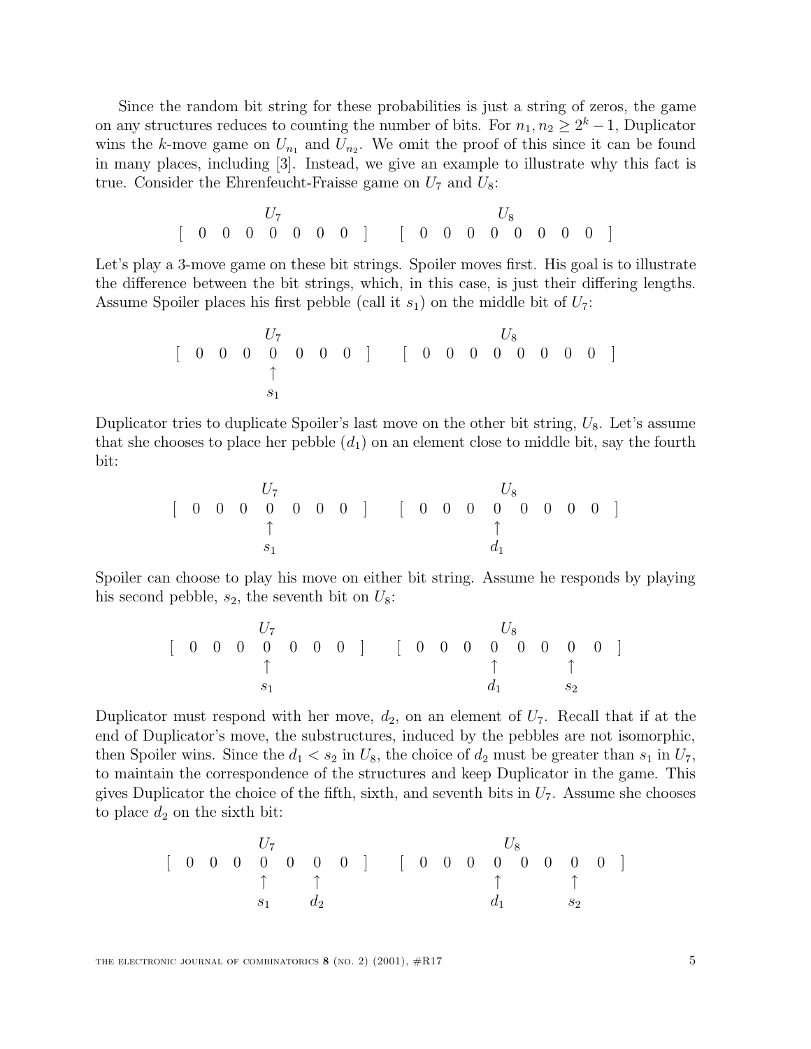Since the random bit string for these probabilities is just a string of zeros, the game on any structures reduces to counting the number of bits. For $n_1, n_2 \geq 2^k - 1$, Duplicator wins the $k$-move game on $U_{n_1}$ and $U_{n_2}$. We omit the proof of this since it can be found in many places, including [3]. Instead, we give an example to illustrate why this fact is true. Consider the Ehrenfeucht-Fraisse game on $U_7$ and $U_8$:

$$\overset{U_7}{[\ 0\ \ 0\ \ 0\ \ 0\ \ 0\ \ 0\ \ 0\ ]} \qquad \overset{U_8}{[\ 0\ \ 0\ \ 0\ \ 0\ \ 0\ \ 0\ \ 0\ \ 0\ ]}$$

Let's play a 3-move game on these bit strings. Spoiler moves first. His goal is to illustrate the difference between the bit strings, which, in this case, is just their differing lengths. Assume Spoiler places his first pebble (call it $s_1$) on the middle bit of $U_7$:

$$\overset{U_7}{[\ 0\ \ 0\ \ 0\ \ \underset{\underset{s_1}{\uparrow}}{0}\ \ 0\ \ 0\ \ 0\ ]} \qquad \overset{U_8}{[\ 0\ \ 0\ \ 0\ \ 0\ \ 0\ \ 0\ \ 0\ \ 0\ ]}$$

Duplicator tries to duplicate Spoiler's last move on the other bit string, $U_8$. Let's assume that she chooses to place her pebble ($d_1$) on an element close to middle bit, say the fourth bit:

$$\overset{U_7}{[\ 0\ \ 0\ \ 0\ \ \underset{\underset{s_1}{\uparrow}}{0}\ \ 0\ \ 0\ \ 0\ ]} \qquad \overset{U_8}{[\ 0\ \ 0\ \ 0\ \ \underset{\underset{d_1}{\uparrow}}{0}\ \ 0\ \ 0\ \ 0\ \ 0\ ]}$$

Spoiler can choose to play his move on either bit string. Assume he responds by playing his second pebble, $s_2$, the seventh bit on $U_8$:

$$\overset{U_7}{[\ 0\ \ 0\ \ 0\ \ \underset{\underset{s_1}{\uparrow}}{0}\ \ 0\ \ 0\ \ 0\ ]} \qquad \overset{U_8}{[\ 0\ \ 0\ \ 0\ \ \underset{\underset{d_1}{\uparrow}}{0}\ \ 0\ \ 0\ \ \underset{\underset{s_2}{\uparrow}}{0}\ \ 0\ ]}$$

Duplicator must respond with her move, $d_2$, on an element of $U_7$. Recall that if at the end of Duplicator's move, the substructures, induced by the pebbles are not isomorphic, then Spoiler wins. Since the $d_1 < s_2$ in $U_8$, the choice of $d_2$ must be greater than $s_1$ in $U_7$, to maintain the correspondence of the structures and keep Duplicator in the game. This gives Duplicator the choice of the fifth, sixth, and seventh bits in $U_7$. Assume she chooses to place $d_2$ on the sixth bit:

$$\overset{U_7}{[\ 0\ \ 0\ \ 0\ \ \underset{\underset{s_1}{\uparrow}}{0}\ \ 0\ \ \underset{\underset{d_2}{\uparrow}}{0}\ \ 0\ ]} \qquad \overset{U_8}{[\ 0\ \ 0\ \ 0\ \ \underset{\underset{d_1}{\uparrow}}{0}\ \ 0\ \ 0\ \ \underset{\underset{s_2}{\uparrow}}{0}\ \ 0\ ]}$$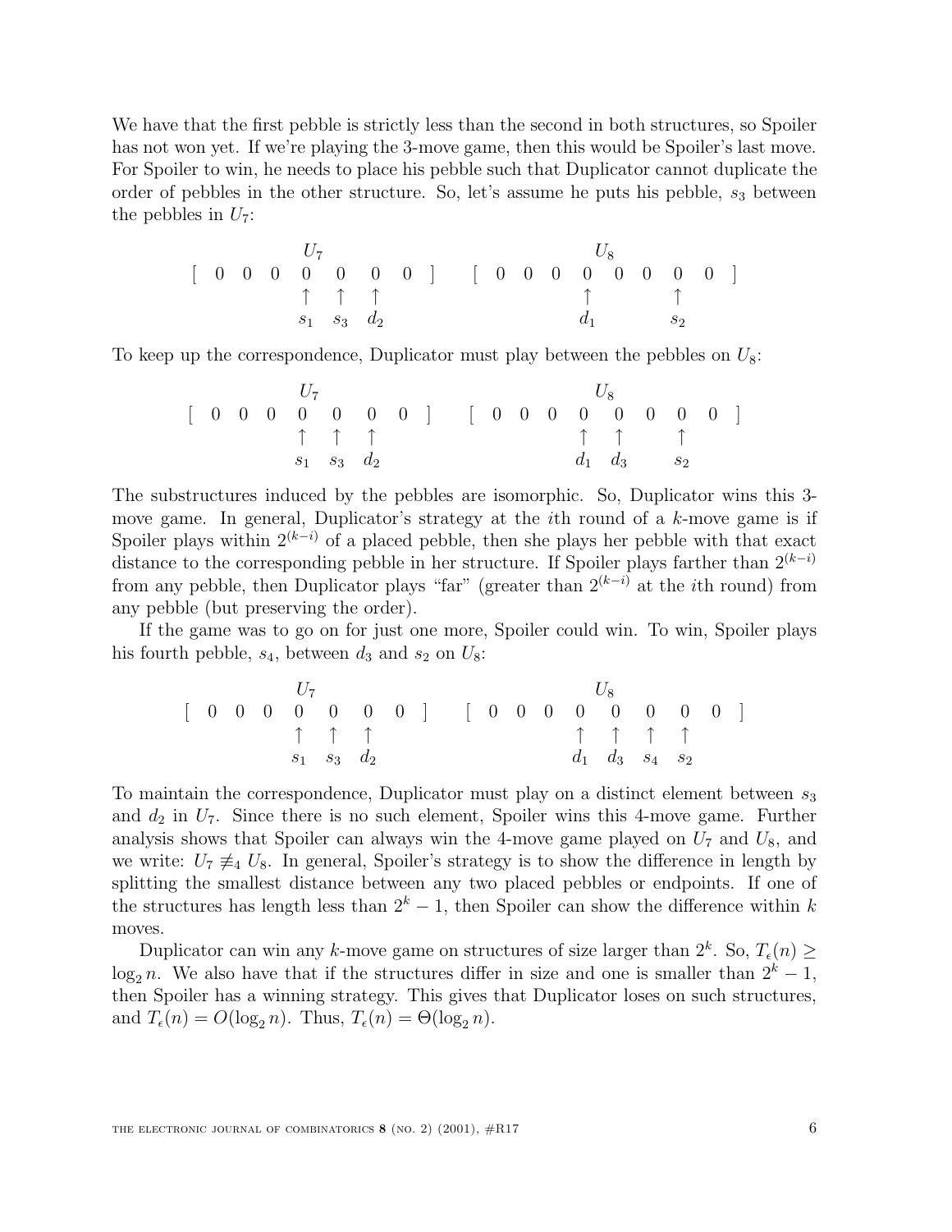We have that the first pebble is strictly less than the second in both structures, so Spoiler has not won yet. If we're playing the 3-move game, then this would be Spoiler's last move. For Spoiler to win, he needs to place his pebble such that Duplicator cannot duplicate the order of pebbles in the other structure. So, let's assume he puts his pebble, $s_3$ between the pebbles in $U_7$:

$$
\begin{array}{c}
\begin{array}{ccccccccc}
 & & & & U_7 & & & & \\
[ & 0 & 0 & 0 & 0 & 0 & 0 & 0 & ] \\
 & & & & \uparrow & \uparrow & \uparrow & & \\
 & & & & s_1 & s_3 & d_2 & &
\end{array}
\quad
\begin{array}{cccccccccc}
 & & & & U_8 & & & & & \\
[ & 0 & 0 & 0 & 0 & 0 & 0 & 0 & 0 & ] \\
 & & & & \uparrow & & & \uparrow & & \\
 & & & & d_1 & & & s_2 & &
\end{array}
\end{array}
$$

To keep up the correspondence, Duplicator must play between the pebbles on $U_8$:

$$
\begin{array}{c}
\begin{array}{ccccccccc}
 & & & & U_7 & & & & \\
[ & 0 & 0 & 0 & 0 & 0 & 0 & 0 & ] \\
 & & & & \uparrow & \uparrow & \uparrow & & \\
 & & & & s_1 & s_3 & d_2 & &
\end{array}
\quad
\begin{array}{cccccccccc}
 & & & & U_8 & & & & & \\
[ & 0 & 0 & 0 & 0 & 0 & 0 & 0 & 0 & ] \\
 & & & & \uparrow & \uparrow & & \uparrow & & \\
 & & & & d_1 & d_3 & & s_2 & &
\end{array}
\end{array}
$$

The substructures induced by the pebbles are isomorphic. So, Duplicator wins this 3-move game. In general, Duplicator's strategy at the $i$th round of a $k$-move game is if Spoiler plays within $2^{(k-i)}$ of a placed pebble, then she plays her pebble with that exact distance to the corresponding pebble in her structure. If Spoiler plays farther than $2^{(k-i)}$ from any pebble, then Duplicator plays "far" (greater than $2^{(k-i)}$ at the $i$th round) from any pebble (but preserving the order).

If the game was to go on for just one more, Spoiler could win. To win, Spoiler plays his fourth pebble, $s_4$, between $d_3$ and $s_2$ on $U_8$:

$$
\begin{array}{c}
\begin{array}{ccccccccc}
 & & & & U_7 & & & & \\
[ & 0 & 0 & 0 & 0 & 0 & 0 & 0 & ] \\
 & & & & \uparrow & \uparrow & \uparrow & & \\
 & & & & s_1 & s_3 & d_2 & &
\end{array}
\quad
\begin{array}{cccccccccc}
 & & & & U_8 & & & & & \\
[ & 0 & 0 & 0 & 0 & 0 & 0 & 0 & 0 & ] \\
 & & & & \uparrow & \uparrow & \uparrow & \uparrow & & \\
 & & & & d_1 & d_3 & s_4 & s_2 & &
\end{array}
\end{array}
$$

To maintain the correspondence, Duplicator must play on a distinct element between $s_3$ and $d_2$ in $U_7$. Since there is no such element, Spoiler wins this 4-move game. Further analysis shows that Spoiler can always win the 4-move game played on $U_7$ and $U_8$, and we write: $U_7 \not\equiv_4 U_8$. In general, Spoiler's strategy is to show the difference in length by splitting the smallest distance between any two placed pebbles or endpoints. If one of the structures has length less than $2^k - 1$, then Spoiler can show the difference within $k$ moves.

Duplicator can win any $k$-move game on structures of size larger than $2^k$. So, $T_\epsilon(n) \geq \log_2 n$. We also have that if the structures differ in size and one is smaller than $2^k - 1$, then Spoiler has a winning strategy. This gives that Duplicator loses on such structures, and $T_\epsilon(n) = O(\log_2 n)$. Thus, $T_\epsilon(n) = \Theta(\log_2 n)$.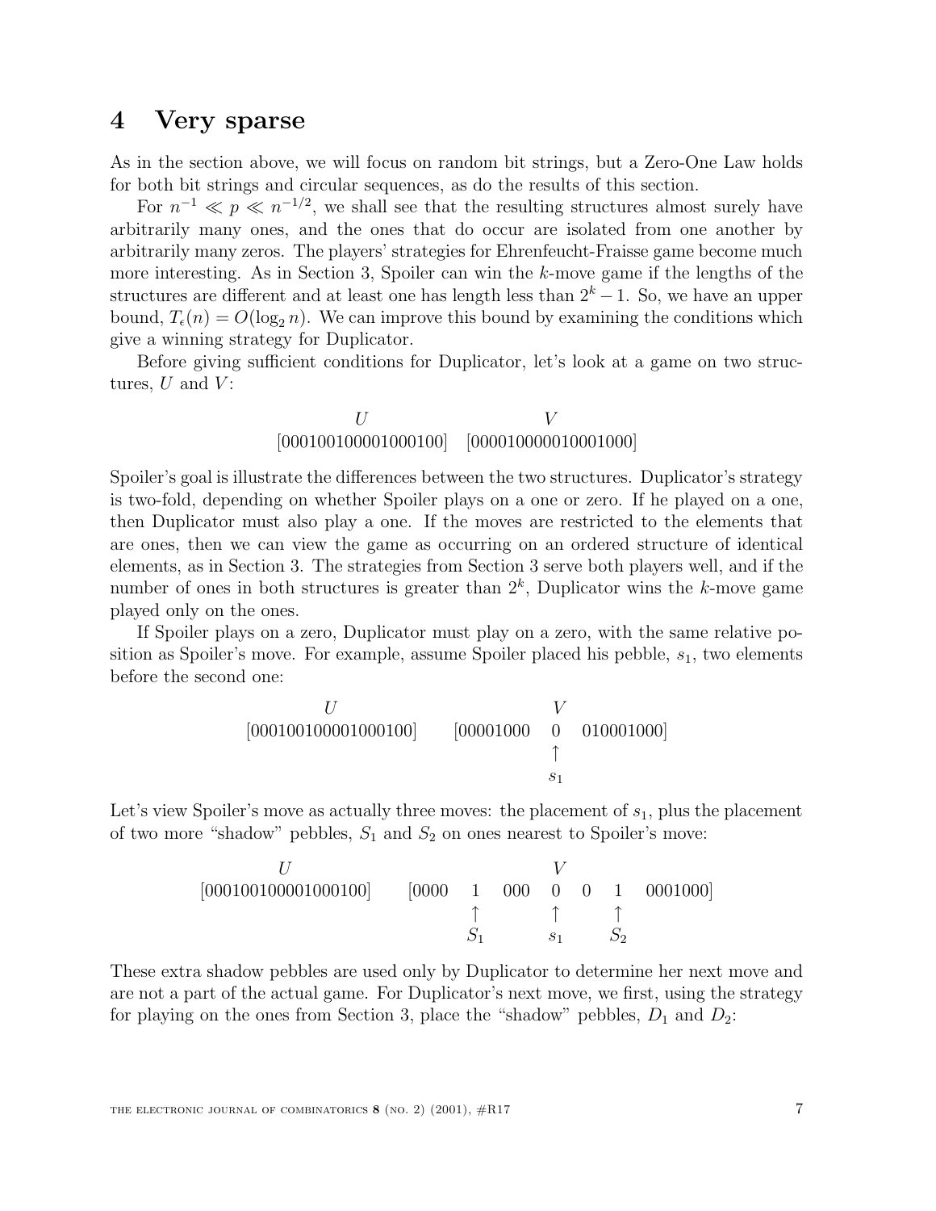# 4 Very sparse

As in the section above, we will focus on random bit strings, but a Zero-One Law holds for both bit strings and circular sequences, as do the results of this section.

For $n^{-1} \ll p \ll n^{-1/2}$, we shall see that the resulting structures almost surely have arbitrarily many ones, and the ones that do occur are isolated from one another by arbitrarily many zeros. The players' strategies for Ehrenfeucht-Fraisse game become much more interesting. As in Section 3, Spoiler can win the $k$-move game if the lengths of the structures are different and at least one has length less than $2^k - 1$. So, we have an upper bound, $T_\epsilon(n) = O(\log_2 n)$. We can improve this bound by examining the conditions which give a winning strategy for Duplicator.

Before giving sufficient conditions for Duplicator, let's look at a game on two structures, $U$ and $V$:

$$\begin{array}{cc} U & V \\ [000100100001000100] & [000010000010001000] \end{array}$$

Spoiler's goal is illustrate the differences between the two structures. Duplicator's strategy is two-fold, depending on whether Spoiler plays on a one or zero. If he played on a one, then Duplicator must also play a one. If the moves are restricted to the elements that are ones, then we can view the game as occurring on an ordered structure of identical elements, as in Section 3. The strategies from Section 3 serve both players well, and if the number of ones in both structures is greater than $2^k$, Duplicator wins the $k$-move game played only on the ones.

If Spoiler plays on a zero, Duplicator must play on a zero, with the same relative position as Spoiler's move. For example, assume Spoiler placed his pebble, $s_1$, two elements before the second one:

$$\begin{array}{cccc} U & & V & \\ [000100100001000100] & [00001000 & 0 & 010001000] \\ & & \uparrow & \\ & & s_1 & \end{array}$$

Let's view Spoiler's move as actually three moves: the placement of $s_1$, plus the placement of two more "shadow" pebbles, $S_1$ and $S_2$ on ones nearest to Spoiler's move:

$$\begin{array}{cccccccc} U & & & & V & & & \\ [000100100001000100] & [0000 & 1 & 000 & 0 & 0 & 1 & 0001000] \\ & & \uparrow & & \uparrow & & \uparrow & \\ & & S_1 & & s_1 & & S_2 & \end{array}$$

These extra shadow pebbles are used only by Duplicator to determine her next move and are not a part of the actual game. For Duplicator's next move, we first, using the strategy for playing on the ones from Section 3, place the "shadow" pebbles, $D_1$ and $D_2$: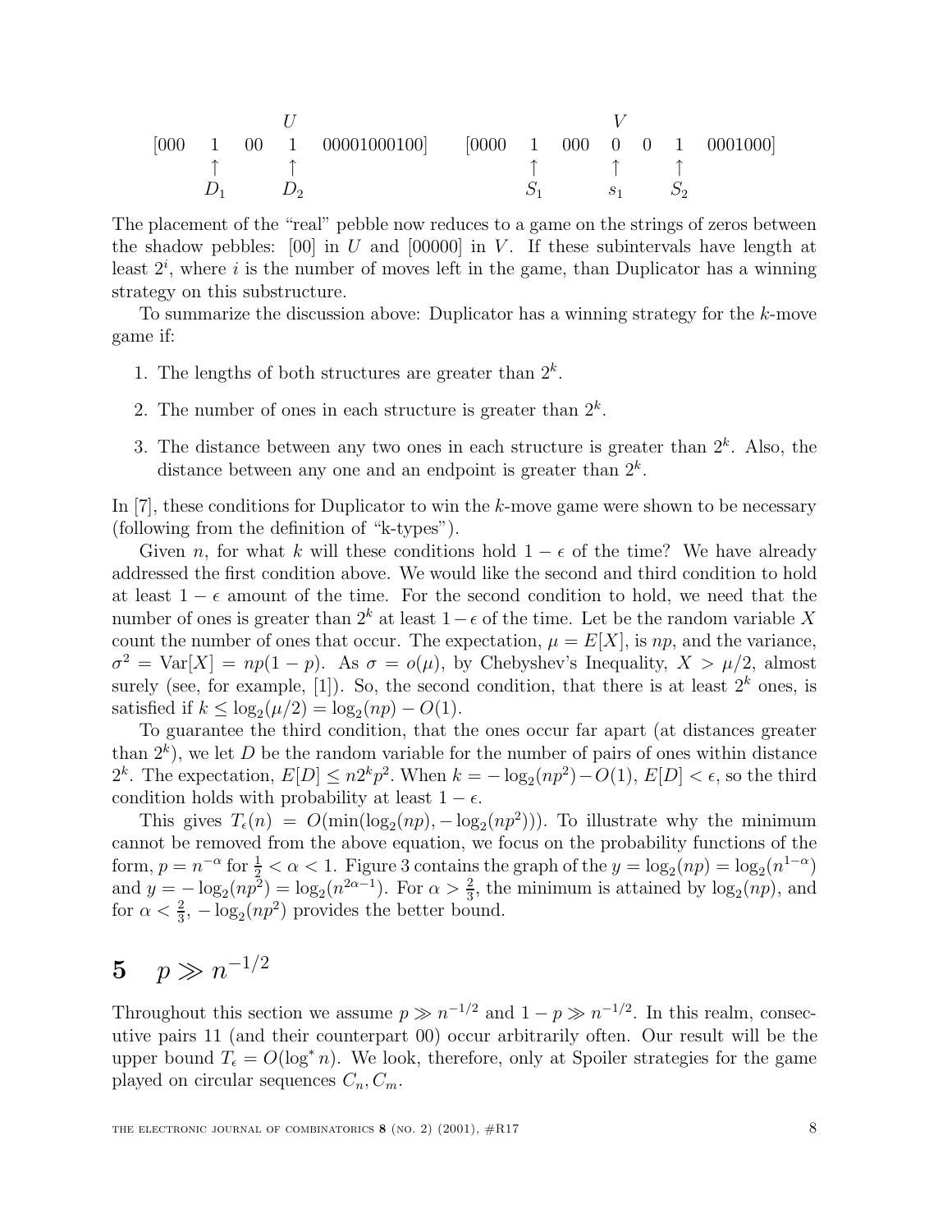$$
\begin{array}{ccccccccccccc}
 & & & U & & & & & & V & & & \\
[000 & 1 & 00 & 1 & 00001000100] & & [0000 & 1 & 000 & 0 & 0 & 1 & 0001000] \\
 & \uparrow & & \uparrow & & & & \uparrow & & \uparrow & & \uparrow & \\
 & D_1 & & D_2 & & & & S_1 & & s_1 & & S_2 &
\end{array}
$$

The placement of the "real" pebble now reduces to a game on the strings of zeros between the shadow pebbles: [00] in $U$ and [00000] in $V$. If these subintervals have length at least $2^i$, where $i$ is the number of moves left in the game, than Duplicator has a winning strategy on this substructure.

To summarize the discussion above: Duplicator has a winning strategy for the $k$-move game if:

1. The lengths of both structures are greater than $2^k$.
2. The number of ones in each structure is greater than $2^k$.
3. The distance between any two ones in each structure is greater than $2^k$. Also, the distance between any one and an endpoint is greater than $2^k$.

In [7], these conditions for Duplicator to win the $k$-move game were shown to be necessary (following from the definition of "k-types").

Given $n$, for what $k$ will these conditions hold $1 - \epsilon$ of the time? We have already addressed the first condition above. We would like the second and third condition to hold at least $1 - \epsilon$ amount of the time. For the second condition to hold, we need that the number of ones is greater than $2^k$ at least $1 - \epsilon$ of the time. Let be the random variable $X$ count the number of ones that occur. The expectation, $\mu = E[X]$, is $np$, and the variance, $\sigma^2 = \mathrm{Var}[X] = np(1-p)$. As $\sigma = o(\mu)$, by Chebyshev's Inequality, $X > \mu/2$, almost surely (see, for example, [1]). So, the second condition, that there is at least $2^k$ ones, is satisfied if $k \leq \log_2(\mu/2) = \log_2(np) - O(1)$.

To guarantee the third condition, that the ones occur far apart (at distances greater than $2^k$), we let $D$ be the random variable for the number of pairs of ones within distance $2^k$. The expectation, $E[D] \leq n2^k p^2$. When $k = -\log_2(np^2) - O(1)$, $E[D] < \epsilon$, so the third condition holds with probability at least $1 - \epsilon$.

This gives $T_\epsilon(n) = O(\min(\log_2(np), -\log_2(np^2)))$. To illustrate why the minimum cannot be removed from the above equation, we focus on the probability functions of the form, $p = n^{-\alpha}$ for $\frac{1}{2} < \alpha < 1$. Figure 3 contains the graph of the $y = \log_2(np) = \log_2(n^{1-\alpha})$ and $y = -\log_2(np^2) = \log_2(n^{2\alpha-1})$. For $\alpha > \frac{2}{3}$, the minimum is attained by $\log_2(np)$, and for $\alpha < \frac{2}{3}$, $-\log_2(np^2)$ provides the better bound.

# 5 $p \gg n^{-1/2}$

Throughout this section we assume $p \gg n^{-1/2}$ and $1 - p \gg n^{-1/2}$. In this realm, consecutive pairs 11 (and their counterpart 00) occur arbitrarily often. Our result will be the upper bound $T_\epsilon = O(\log^* n)$. We look, therefore, only at Spoiler strategies for the game played on circular sequences $C_n, C_m$.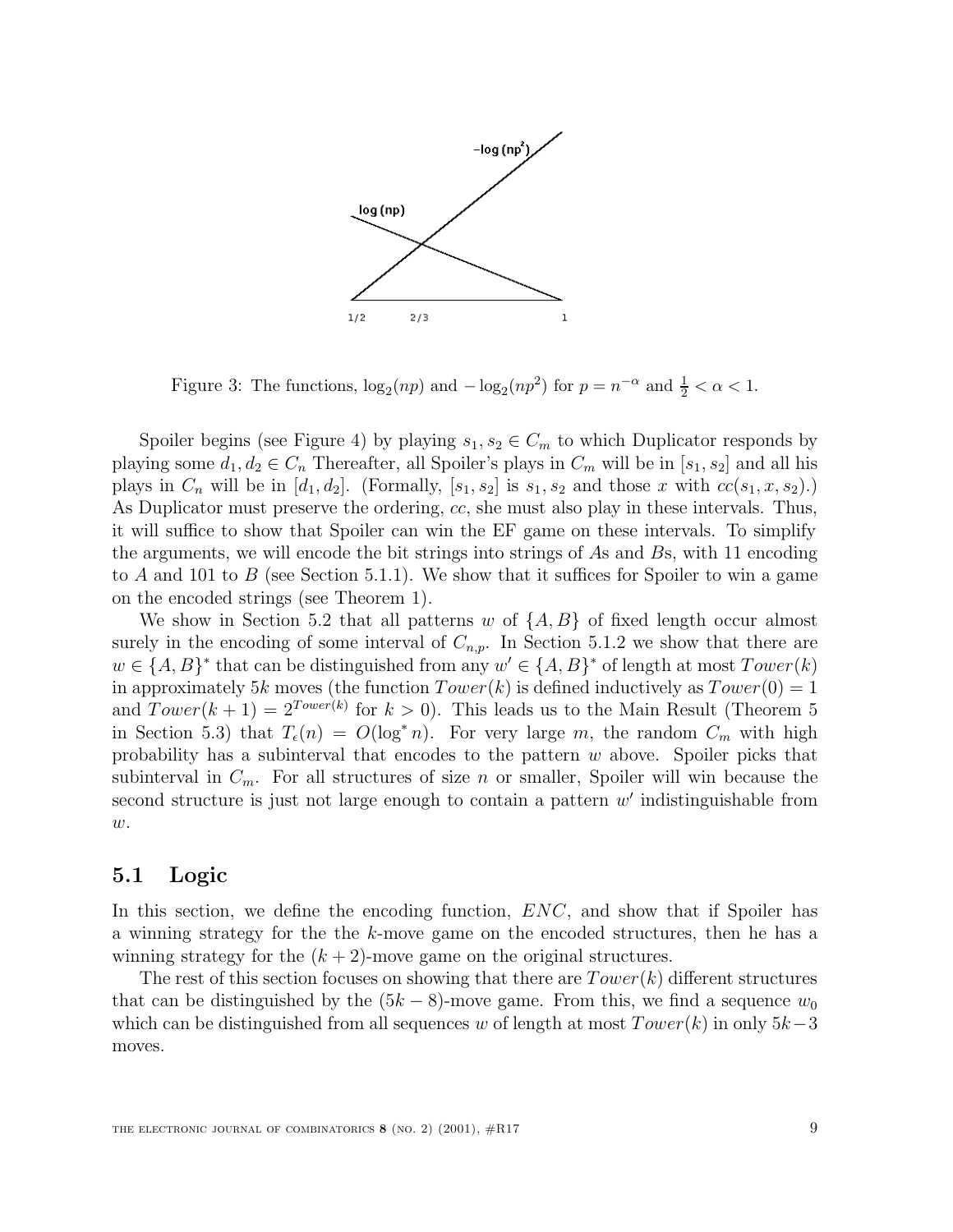Figure 3: The functions, $\log_2(np)$ and $-\log_2(np^2)$ for $p = n^{-\alpha}$ and $\frac{1}{2} < \alpha < 1$.

Spoiler begins (see Figure 4) by playing $s_1, s_2 \in C_m$ to which Duplicator responds by playing some $d_1, d_2 \in C_n$ Thereafter, all Spoiler's plays in $C_m$ will be in $[s_1, s_2]$ and all his plays in $C_n$ will be in $[d_1, d_2]$. (Formally, $[s_1, s_2]$ is $s_1, s_2$ and those $x$ with $cc(s_1, x, s_2)$.) As Duplicator must preserve the ordering, $cc$, she must also play in these intervals. Thus, it will suffice to show that Spoiler can win the EF game on these intervals. To simplify the arguments, we will encode the bit strings into strings of $A$s and $B$s, with 11 encoding to $A$ and 101 to $B$ (see Section 5.1.1). We show that it suffices for Spoiler to win a game on the encoded strings (see Theorem 1).

We show in Section 5.2 that all patterns $w$ of $\{A, B\}$ of fixed length occur almost surely in the encoding of some interval of $C_{n,p}$. In Section 5.1.2 we show that there are $w \in \{A, B\}^*$ that can be distinguished from any $w' \in \{A, B\}^*$ of length at most $Tower(k)$ in approximately $5k$ moves (the function $Tower(k)$ is defined inductively as $Tower(0) = 1$ and $Tower(k+1) = 2^{Tower(k)}$ for $k > 0$). This leads us to the Main Result (Theorem 5 in Section 5.3) that $T_\epsilon(n) = O(\log^* n)$. For very large $m$, the random $C_m$ with high probability has a subinterval that encodes to the pattern $w$ above. Spoiler picks that subinterval in $C_m$. For all structures of size $n$ or smaller, Spoiler will win because the second structure is just not large enough to contain a pattern $w'$ indistinguishable from $w$.

## 5.1 Logic

In this section, we define the encoding function, $ENC$, and show that if Spoiler has a winning strategy for the the $k$-move game on the encoded structures, then he has a winning strategy for the $(k+2)$-move game on the original structures.

The rest of this section focuses on showing that there are $Tower(k)$ different structures that can be distinguished by the $(5k-8)$-move game. From this, we find a sequence $w_0$ which can be distinguished from all sequences $w$ of length at most $Tower(k)$ in only $5k-3$ moves.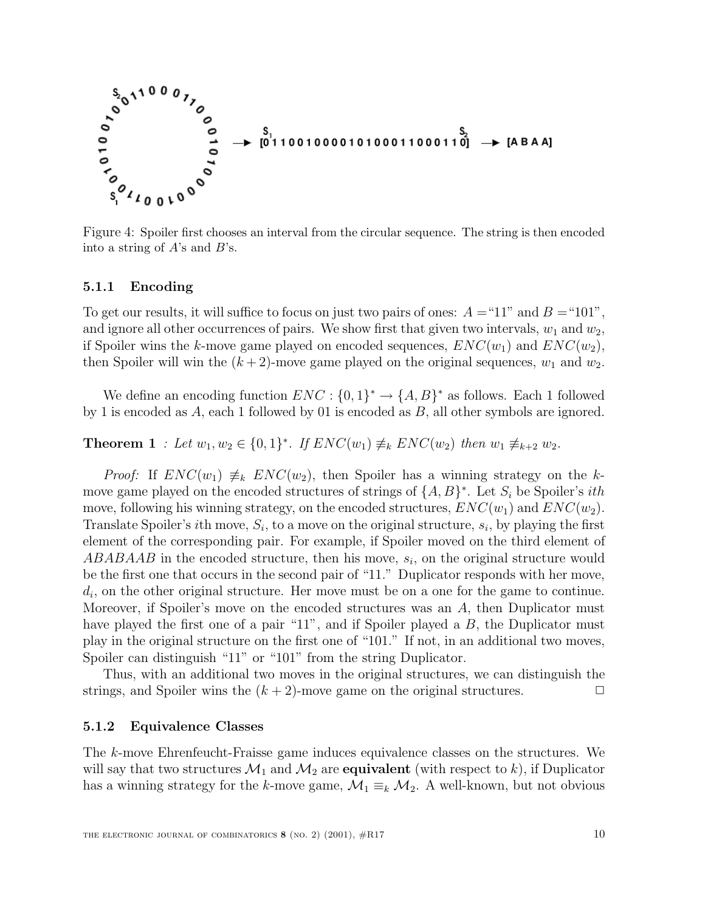Figure 4: Spoiler first chooses an interval from the circular sequence. The string is then encoded into a string of $A$'s and $B$'s.

### 5.1.1 Encoding

To get our results, it will suffice to focus on just two pairs of ones: $A =$"11" and $B =$"101", and ignore all other occurrences of pairs. We show first that given two intervals, $w_1$ and $w_2$, if Spoiler wins the $k$-move game played on encoded sequences, $ENC(w_1)$ and $ENC(w_2)$, then Spoiler will win the $(k+2)$-move game played on the original sequences, $w_1$ and $w_2$.

We define an encoding function $ENC : \{0,1\}^* \to \{A,B\}^*$ as follows. Each 1 followed by 1 is encoded as $A$, each 1 followed by 01 is encoded as $B$, all other symbols are ignored.

**Theorem 1** *: Let $w_1, w_2 \in \{0,1\}^*$. If $ENC(w_1) \not\equiv_k ENC(w_2)$ then $w_1 \not\equiv_{k+2} w_2$.*

*Proof:* If $ENC(w_1) \not\equiv_k ENC(w_2)$, then Spoiler has a winning strategy on the $k$-move game played on the encoded structures of strings of $\{A,B\}^*$. Let $S_i$ be Spoiler's $ith$ move, following his winning strategy, on the encoded structures, $ENC(w_1)$ and $ENC(w_2)$. Translate Spoiler's $i$th move, $S_i$, to a move on the original structure, $s_i$, by playing the first element of the corresponding pair. For example, if Spoiler moved on the third element of $ABABAAB$ in the encoded structure, then his move, $s_i$, on the original structure would be the first one that occurs in the second pair of "11." Duplicator responds with her move, $d_i$, on the other original structure. Her move must be on a one for the game to continue. Moreover, if Spoiler's move on the encoded structures was an $A$, then Duplicator must have played the first one of a pair "11", and if Spoiler played a $B$, the Duplicator must play in the original structure on the first one of "101." If not, in an additional two moves, Spoiler can distinguish "11" or "101" from the string Duplicator.

Thus, with an additional two moves in the original structures, we can distinguish the strings, and Spoiler wins the $(k+2)$-move game on the original structures. $\Box$

### 5.1.2 Equivalence Classes

The $k$-move Ehrenfeucht-Fraisse game induces equivalence classes on the structures. We will say that two structures $\mathcal{M}_1$ and $\mathcal{M}_2$ are **equivalent** (with respect to $k$), if Duplicator has a winning strategy for the $k$-move game, $\mathcal{M}_1 \equiv_k \mathcal{M}_2$. A well-known, but not obvious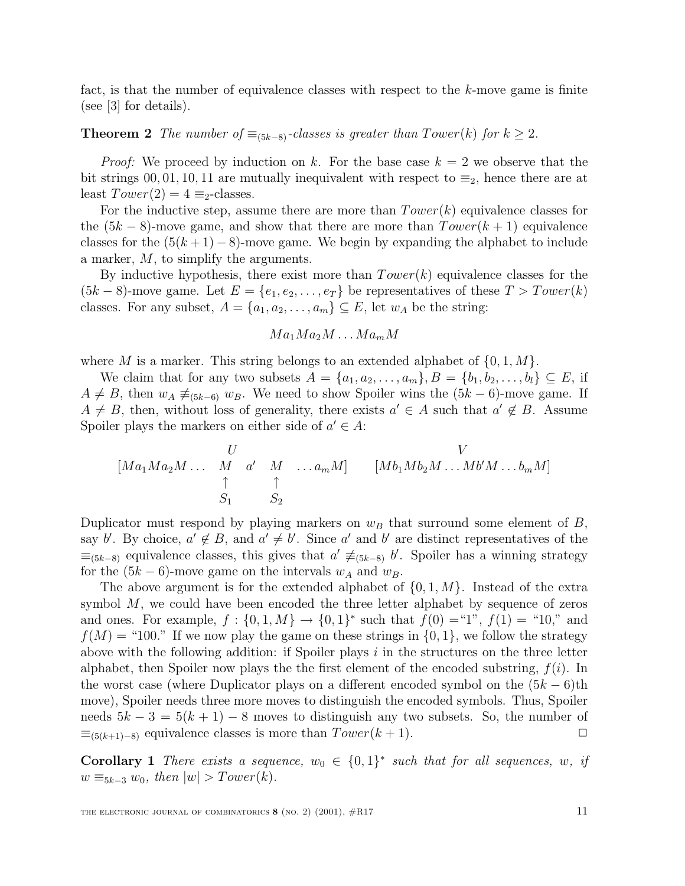fact, is that the number of equivalence classes with respect to the $k$-move game is finite (see [3] for details).

**Theorem 2** *The number of $\equiv_{(5k-8)}$-classes is greater than $Tower(k)$ for $k \geq 2$.*

*Proof:* We proceed by induction on $k$. For the base case $k = 2$ we observe that the bit strings $00, 01, 10, 11$ are mutually inequivalent with respect to $\equiv_2$, hence there are at least $Tower(2) = 4$ $\equiv_2$-classes.

For the inductive step, assume there are more than $Tower(k)$ equivalence classes for the $(5k-8)$-move game, and show that there are more than $Tower(k+1)$ equivalence classes for the $(5(k+1)-8)$-move game. We begin by expanding the alphabet to include a marker, $M$, to simplify the arguments.

By inductive hypothesis, there exist more than $Tower(k)$ equivalence classes for the $(5k-8)$-move game. Let $E = \{e_1, e_2, \ldots, e_T\}$ be representatives of these $T > Tower(k)$ classes. For any subset, $A = \{a_1, a_2, \ldots, a_m\} \subseteq E$, let $w_A$ be the string:

$$Ma_1Ma_2M \ldots Ma_mM$$

where $M$ is a marker. This string belongs to an extended alphabet of $\{0, 1, M\}$.

We claim that for any two subsets $A = \{a_1, a_2, \ldots, a_m\}, B = \{b_1, b_2, \ldots, b_l\} \subseteq E$, if $A \neq B$, then $w_A \not\equiv_{(5k-6)} w_B$. We need to show Spoiler wins the $(5k-6)$-move game. If $A \neq B$, then, without loss of generality, there exists $a' \in A$ such that $a' \notin B$. Assume Spoiler plays the markers on either side of $a' \in A$:

$$\begin{array}{ccccccc} & U & & & & & V \\ [Ma_1Ma_2M \ldots & M & a' & M & \ldots a_mM] & \quad & [Mb_1Mb_2M \ldots Mb'M \ldots b_mM] \\ & \uparrow & & \uparrow & & & \\ & S_1 & & S_2 & & & \end{array}$$

Duplicator must respond by playing markers on $w_B$ that surround some element of $B$, say $b'$. By choice, $a' \notin B$, and $a' \neq b'$. Since $a'$ and $b'$ are distinct representatives of the $\equiv_{(5k-8)}$ equivalence classes, this gives that $a' \not\equiv_{(5k-8)} b'$. Spoiler has a winning strategy for the $(5k-6)$-move game on the intervals $w_A$ and $w_B$.

The above argument is for the extended alphabet of $\{0, 1, M\}$. Instead of the extra symbol $M$, we could have been encoded the three letter alphabet by sequence of zeros and ones. For example, $f : \{0, 1, M\} \rightarrow \{0, 1\}^*$ such that $f(0) =$"1", $f(1) =$ "10," and $f(M) =$ "100." If we now play the game on these strings in $\{0, 1\}$, we follow the strategy above with the following addition: if Spoiler plays $i$ in the structures on the three letter alphabet, then Spoiler now plays the the first element of the encoded substring, $f(i)$. In the worst case (where Duplicator plays on a different encoded symbol on the $(5k-6)$th move), Spoiler needs three more moves to distinguish the encoded symbols. Thus, Spoiler needs $5k - 3 = 5(k + 1) - 8$ moves to distinguish any two subsets. So, the number of $\equiv_{(5(k+1)-8)}$ equivalence classes is more than $Tower(k + 1)$. □

**Corollary 1** *There exists a sequence, $w_0 \in \{0, 1\}^*$ such that for all sequences, $w$, if $w \equiv_{5k-3} w_0$, then $|w| > Tower(k)$.*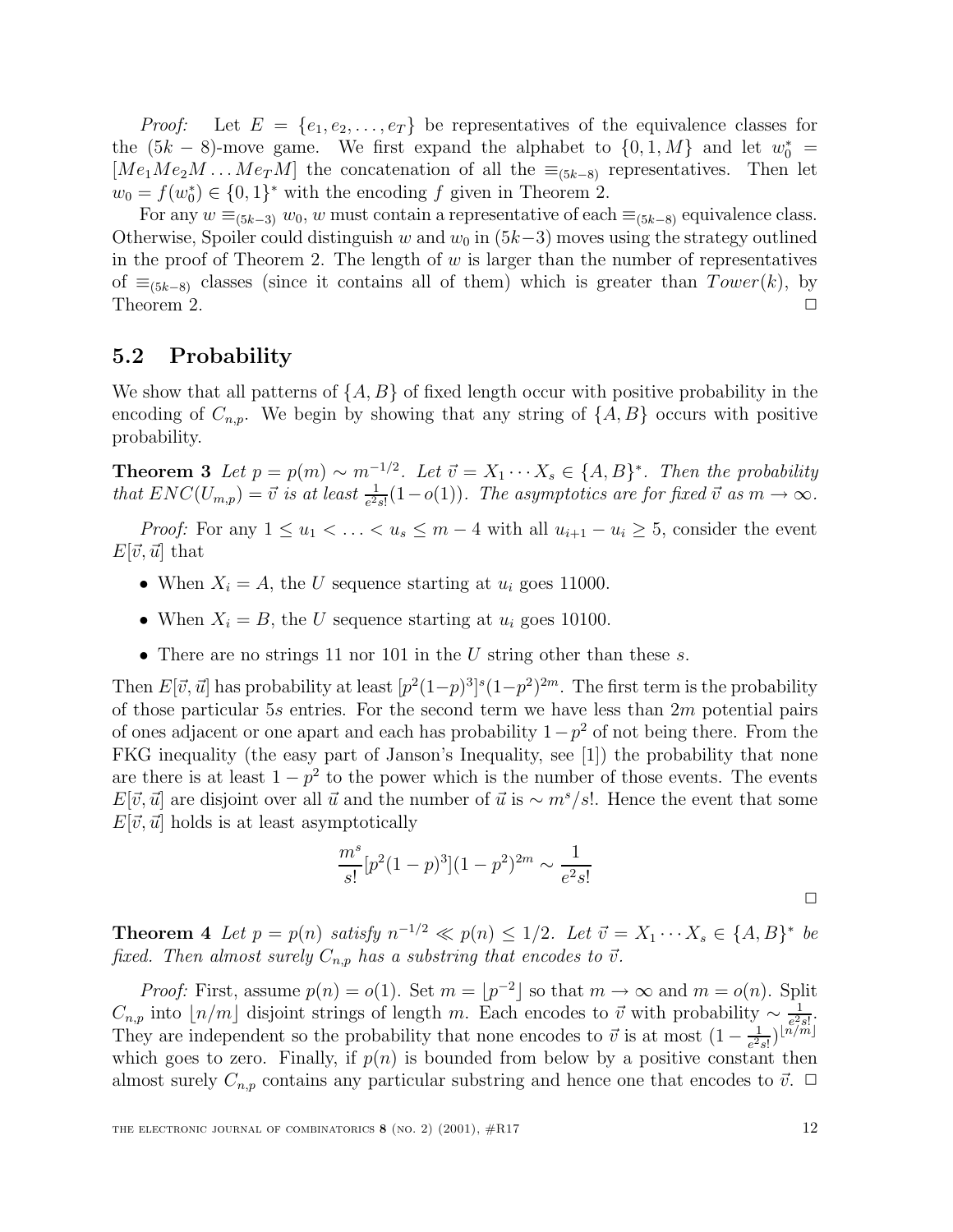*Proof:* Let $E = \{e_1, e_2, \ldots, e_T\}$ be representatives of the equivalence classes for the $(5k-8)$-move game. We first expand the alphabet to $\{0, 1, M\}$ and let $w_0^* = [Me_1Me_2M \ldots Me_TM]$ the concatenation of all the $\equiv_{(5k-8)}$ representatives. Then let $w_0 = f(w_0^*) \in \{0,1\}^*$ with the encoding $f$ given in Theorem 2.

For any $w \equiv_{(5k-3)} w_0$, $w$ must contain a representative of each $\equiv_{(5k-8)}$ equivalence class. Otherwise, Spoiler could distinguish $w$ and $w_0$ in $(5k-3)$ moves using the strategy outlined in the proof of Theorem 2. The length of $w$ is larger than the number of representatives of $\equiv_{(5k-8)}$ classes (since it contains all of them) which is greater than $Tower(k)$, by Theorem 2. □

## 5.2 Probability

We show that all patterns of $\{A, B\}$ of fixed length occur with positive probability in the encoding of $C_{n,p}$. We begin by showing that any string of $\{A, B\}$ occurs with positive probability.

**Theorem 3** *Let $p = p(m) \sim m^{-1/2}$. Let $\vec{v} = X_1 \cdots X_s \in \{A, B\}^*$. Then the probability that $ENC(U_{m,p}) = \vec{v}$ is at least $\frac{1}{e^2 s!}(1-o(1))$. The asymptotics are for fixed $\vec{v}$ as $m \to \infty$.*

*Proof:* For any $1 \le u_1 < \ldots < u_s \le m-4$ with all $u_{i+1} - u_i \ge 5$, consider the event $E[\vec{v}, \vec{u}]$ that

- When $X_i = A$, the $U$ sequence starting at $u_i$ goes 11000.
- When $X_i = B$, the $U$ sequence starting at $u_i$ goes 10100.
- There are no strings 11 nor 101 in the $U$ string other than these $s$.

Then $E[\vec{v}, \vec{u}]$ has probability at least $[p^2(1-p)^3]^s(1-p^2)^{2m}$. The first term is the probability of those particular $5s$ entries. For the second term we have less than $2m$ potential pairs of ones adjacent or one apart and each has probability $1-p^2$ of not being there. From the FKG inequality (the easy part of Janson's Inequality, see [1]) the probability that none are there is at least $1-p^2$ to the power which is the number of those events. The events $E[\vec{v}, \vec{u}]$ are disjoint over all $\vec{u}$ and the number of $\vec{u}$ is $\sim m^s/s!$. Hence the event that some $E[\vec{v}, \vec{u}]$ holds is at least asymptotically

$$\frac{m^s}{s!}[p^2(1-p)^3](1-p^2)^{2m} \sim \frac{1}{e^2 s!}$$

□

**Theorem 4** *Let $p = p(n)$ satisfy $n^{-1/2} \ll p(n) \le 1/2$. Let $\vec{v} = X_1 \cdots X_s \in \{A, B\}^*$ be fixed. Then almost surely $C_{n,p}$ has a substring that encodes to $\vec{v}$.*

*Proof:* First, assume $p(n) = o(1)$. Set $m = \lfloor p^{-2} \rfloor$ so that $m \to \infty$ and $m = o(n)$. Split $C_{n,p}$ into $\lfloor n/m \rfloor$ disjoint strings of length $m$. Each encodes to $\vec{v}$ with probability $\sim \frac{1}{e^2 s!}$. They are independent so the probability that none encodes to $\vec{v}$ is at most $(1 - \frac{1}{e^2 s!})^{\lfloor n/m \rfloor}$ which goes to zero. Finally, if $p(n)$ is bounded from below by a positive constant then almost surely $C_{n,p}$ contains any particular substring and hence one that encodes to $\vec{v}$. □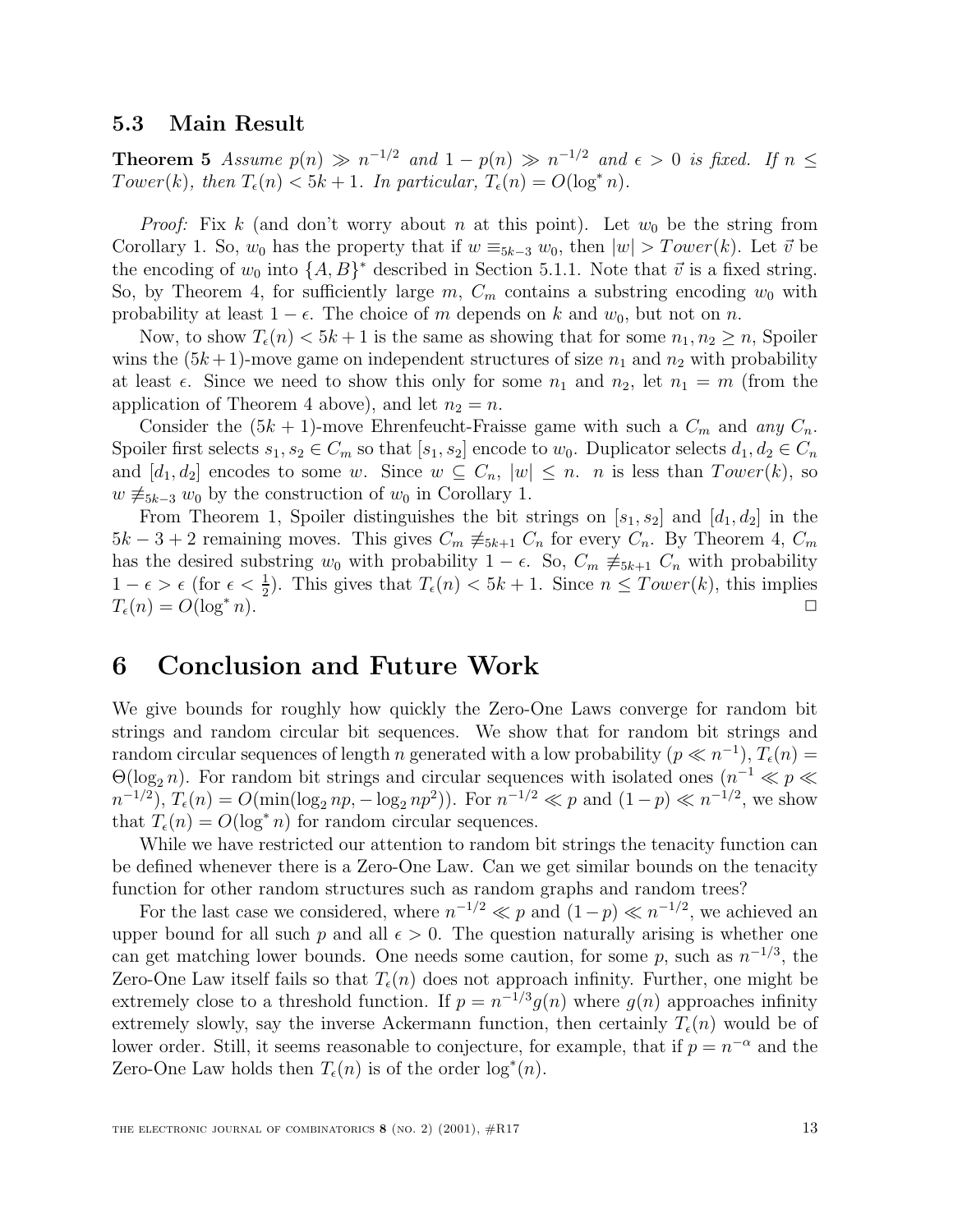### 5.3 Main Result

**Theorem 5** *Assume $p(n) \gg n^{-1/2}$ and $1 - p(n) \gg n^{-1/2}$ and $\epsilon > 0$ is fixed. If $n \leq Tower(k)$, then $T_\epsilon(n) < 5k + 1$. In particular, $T_\epsilon(n) = O(\log^* n)$.*

*Proof:* Fix $k$ (and don't worry about $n$ at this point). Let $w_0$ be the string from Corollary 1. So, $w_0$ has the property that if $w \equiv_{5k-3} w_0$, then $|w| > Tower(k)$. Let $\vec{v}$ be the encoding of $w_0$ into $\{A, B\}^*$ described in Section 5.1.1. Note that $\vec{v}$ is a fixed string. So, by Theorem 4, for sufficiently large $m$, $C_m$ contains a substring encoding $w_0$ with probability at least $1 - \epsilon$. The choice of $m$ depends on $k$ and $w_0$, but not on $n$.

Now, to show $T_\epsilon(n) < 5k + 1$ is the same as showing that for some $n_1, n_2 \geq n$, Spoiler wins the $(5k+1)$-move game on independent structures of size $n_1$ and $n_2$ with probability at least $\epsilon$. Since we need to show this only for some $n_1$ and $n_2$, let $n_1 = m$ (from the application of Theorem 4 above), and let $n_2 = n$.

Consider the $(5k + 1)$-move Ehrenfeucht-Fraisse game with such a $C_m$ and *any* $C_n$. Spoiler first selects $s_1, s_2 \in C_m$ so that $[s_1, s_2]$ encode to $w_0$. Duplicator selects $d_1, d_2 \in C_n$ and $[d_1, d_2]$ encodes to some $w$. Since $w \subseteq C_n$, $|w| \leq n$. $n$ is less than $Tower(k)$, so $w \not\equiv_{5k-3} w_0$ by the construction of $w_0$ in Corollary 1.

From Theorem 1, Spoiler distinguishes the bit strings on $[s_1, s_2]$ and $[d_1, d_2]$ in the $5k - 3 + 2$ remaining moves. This gives $C_m \not\equiv_{5k+1} C_n$ for every $C_n$. By Theorem 4, $C_m$ has the desired substring $w_0$ with probability $1 - \epsilon$. So, $C_m \not\equiv_{5k+1} C_n$ with probability $1 - \epsilon > \epsilon$ (for $\epsilon < \frac{1}{2}$). This gives that $T_\epsilon(n) < 5k + 1$. Since $n \leq Tower(k)$, this implies $T_\epsilon(n) = O(\log^* n)$. □

# 6 Conclusion and Future Work

We give bounds for roughly how quickly the Zero-One Laws converge for random bit strings and random circular bit sequences. We show that for random bit strings and random circular sequences of length $n$ generated with a low probability ($p \ll n^{-1}$), $T_\epsilon(n) = \Theta(\log_2 n)$. For random bit strings and circular sequences with isolated ones ($n^{-1} \ll p \ll n^{-1/2}$), $T_\epsilon(n) = O(\min(\log_2 np, -\log_2 np^2))$. For $n^{-1/2} \ll p$ and $(1-p) \ll n^{-1/2}$, we show that $T_\epsilon(n) = O(\log^* n)$ for random circular sequences.

While we have restricted our attention to random bit strings the tenacity function can be defined whenever there is a Zero-One Law. Can we get similar bounds on the tenacity function for other random structures such as random graphs and random trees?

For the last case we considered, where $n^{-1/2} \ll p$ and $(1-p) \ll n^{-1/2}$, we achieved an upper bound for all such $p$ and all $\epsilon > 0$. The question naturally arising is whether one can get matching lower bounds. One needs some caution, for some $p$, such as $n^{-1/3}$, the Zero-One Law itself fails so that $T_\epsilon(n)$ does not approach infinity. Further, one might be extremely close to a threshold function. If $p = n^{-1/3}g(n)$ where $g(n)$ approaches infinity extremely slowly, say the inverse Ackermann function, then certainly $T_\epsilon(n)$ would be of lower order. Still, it seems reasonable to conjecture, for example, that if $p = n^{-\alpha}$ and the Zero-One Law holds then $T_\epsilon(n)$ is of the order $\log^*(n)$.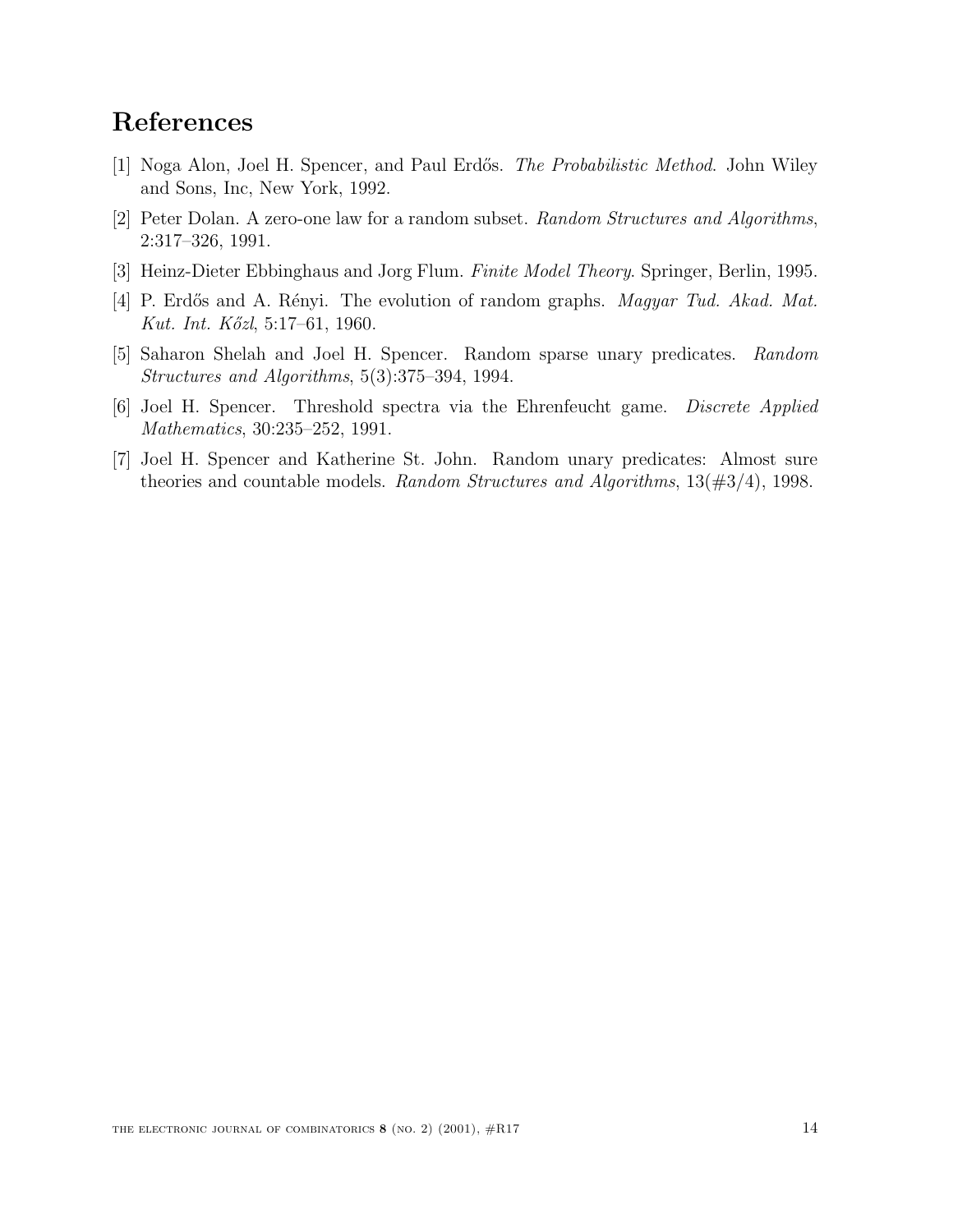## References

[1] Noga Alon, Joel H. Spencer, and Paul Erdős. *The Probabilistic Method*. John Wiley and Sons, Inc, New York, 1992.

[2] Peter Dolan. A zero-one law for a random subset. *Random Structures and Algorithms*, 2:317–326, 1991.

[3] Heinz-Dieter Ebbinghaus and Jorg Flum. *Finite Model Theory*. Springer, Berlin, 1995.

[4] P. Erdős and A. Rényi. The evolution of random graphs. *Magyar Tud. Akad. Mat. Kut. Int. Kőzl*, 5:17–61, 1960.

[5] Saharon Shelah and Joel H. Spencer. Random sparse unary predicates. *Random Structures and Algorithms*, 5(3):375–394, 1994.

[6] Joel H. Spencer. Threshold spectra via the Ehrenfeucht game. *Discrete Applied Mathematics*, 30:235–252, 1991.

[7] Joel H. Spencer and Katherine St. John. Random unary predicates: Almost sure theories and countable models. *Random Structures and Algorithms*, 13(#3/4), 1998.